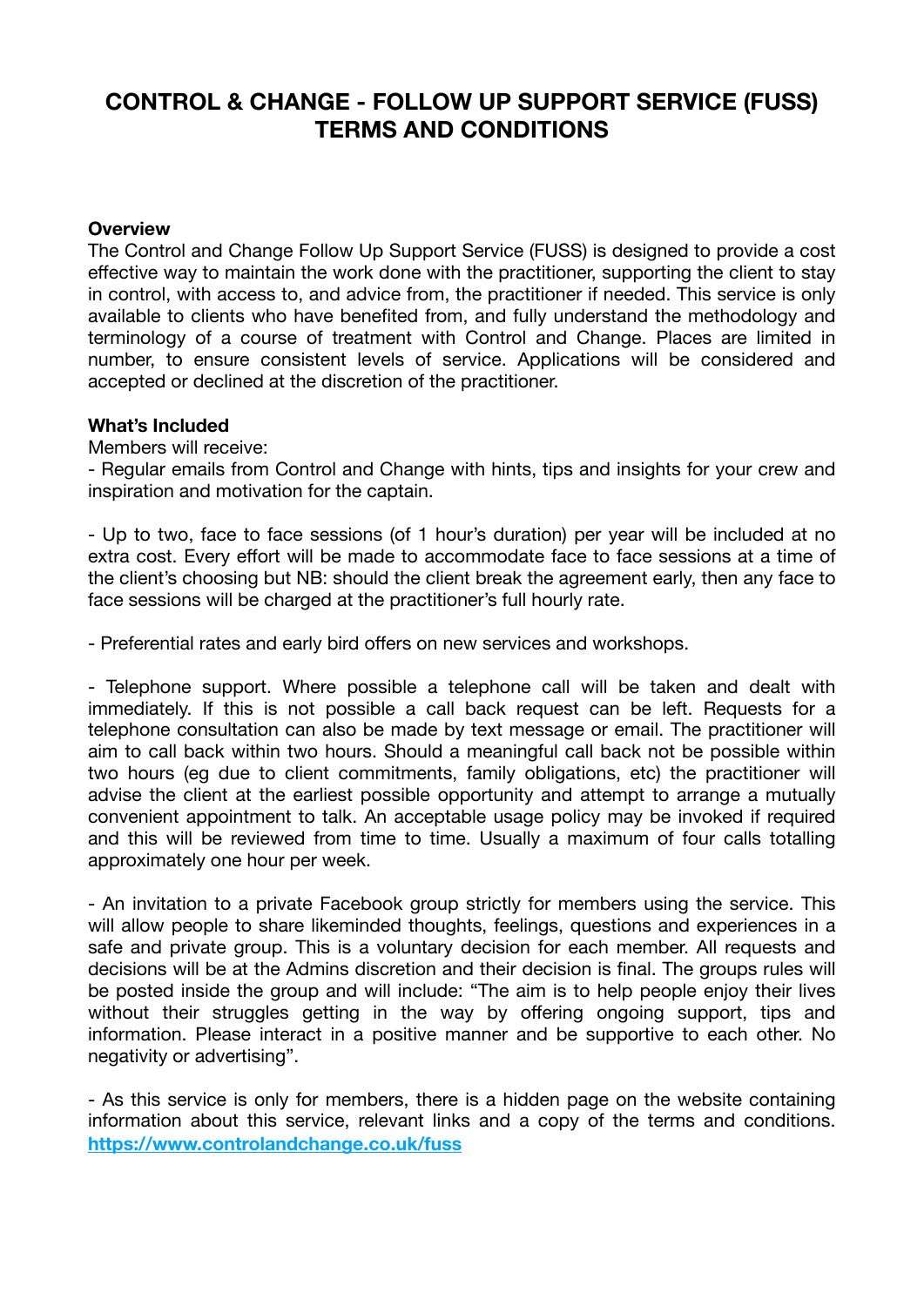# CONTROL & CHANGE - FOLLOW UP SUPPORT SERVICE (FUSS) TERMS AND CONDITIONS

**Overview**

The Control and Change Follow Up Support Service (FUSS) is designed to provide a cost effective way to maintain the work done with the practitioner, supporting the client to stay in control, with access to, and advice from, the practitioner if needed. This service is only available to clients who have benefited from, and fully understand the methodology and terminology of a course of treatment with Control and Change. Places are limited in number, to ensure consistent levels of service. Applications will be considered and accepted or declined at the discretion of the practitioner.

**What's Included**

Members will receive:

- Regular emails from Control and Change with hints, tips and insights for your crew and inspiration and motivation for the captain.

- Up to two, face to face sessions (of 1 hour's duration) per year will be included at no extra cost. Every effort will be made to accommodate face to face sessions at a time of the client's choosing but NB: should the client break the agreement early, then any face to face sessions will be charged at the practitioner's full hourly rate.

- Preferential rates and early bird offers on new services and workshops.

- Telephone support. Where possible a telephone call will be taken and dealt with immediately. If this is not possible a call back request can be left. Requests for a telephone consultation can also be made by text message or email. The practitioner will aim to call back within two hours. Should a meaningful call back not be possible within two hours (eg due to client commitments, family obligations, etc) the practitioner will advise the client at the earliest possible opportunity and attempt to arrange a mutually convenient appointment to talk. An acceptable usage policy may be invoked if required and this will be reviewed from time to time. Usually a maximum of four calls totalling approximately one hour per week.

- An invitation to a private Facebook group strictly for members using the service. This will allow people to share likeminded thoughts, feelings, questions and experiences in a safe and private group. This is a voluntary decision for each member. All requests and decisions will be at the Admins discretion and their decision is final. The groups rules will be posted inside the group and will include: "The aim is to help people enjoy their lives without their struggles getting in the way by offering ongoing support, tips and information. Please interact in a positive manner and be supportive to each other. No negativity or advertising".

- As this service is only for members, there is a hidden page on the website containing information about this service, relevant links and a copy of the terms and conditions. [https://www.controlandchange.co.uk/fuss](https://www.controlandchange.co.uk/fuss)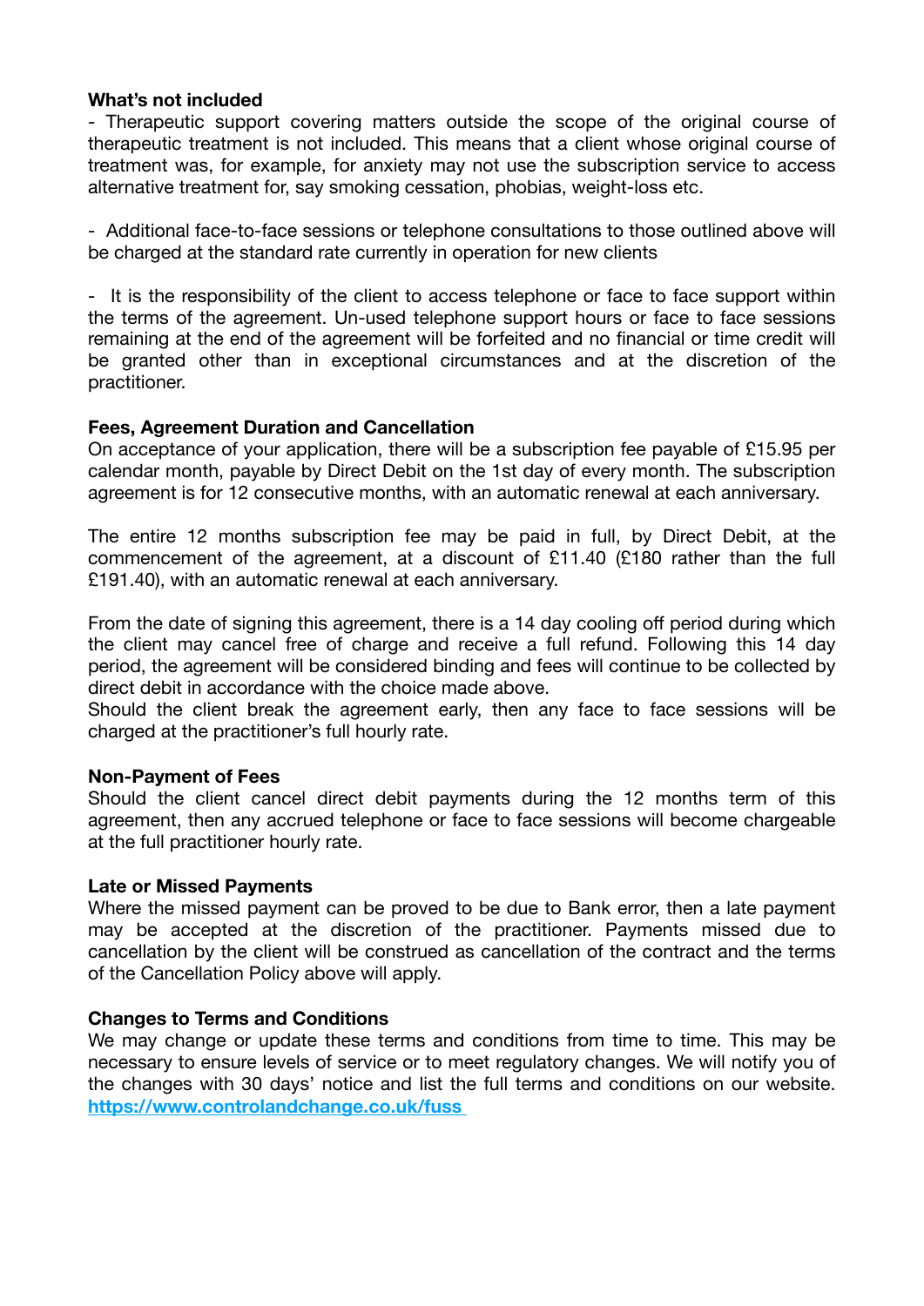**What's not included**

- Therapeutic support covering matters outside the scope of the original course of therapeutic treatment is not included. This means that a client whose original course of treatment was, for example, for anxiety may not use the subscription service to access alternative treatment for, say smoking cessation, phobias, weight-loss etc.

- Additional face-to-face sessions or telephone consultations to those outlined above will be charged at the standard rate currently in operation for new clients

- It is the responsibility of the client to access telephone or face to face support within the terms of the agreement. Un-used telephone support hours or face to face sessions remaining at the end of the agreement will be forfeited and no financial or time credit will be granted other than in exceptional circumstances and at the discretion of the practitioner.

**Fees, Agreement Duration and Cancellation**

On acceptance of your application, there will be a subscription fee payable of £15.95 per calendar month, payable by Direct Debit on the 1st day of every month. The subscription agreement is for 12 consecutive months, with an automatic renewal at each anniversary.

The entire 12 months subscription fee may be paid in full, by Direct Debit, at the commencement of the agreement, at a discount of £11.40 (£180 rather than the full £191.40), with an automatic renewal at each anniversary.

From the date of signing this agreement, there is a 14 day cooling off period during which the client may cancel free of charge and receive a full refund. Following this 14 day period, the agreement will be considered binding and fees will continue to be collected by direct debit in accordance with the choice made above.
Should the client break the agreement early, then any face to face sessions will be charged at the practitioner's full hourly rate.

**Non-Payment of Fees**

Should the client cancel direct debit payments during the 12 months term of this agreement, then any accrued telephone or face to face sessions will become chargeable at the full practitioner hourly rate.

**Late or Missed Payments**

Where the missed payment can be proved to be due to Bank error, then a late payment may be accepted at the discretion of the practitioner. Payments missed due to cancellation by the client will be construed as cancellation of the contract and the terms of the Cancellation Policy above will apply.

**Changes to Terms and Conditions**

We may change or update these terms and conditions from time to time. This may be necessary to ensure levels of service or to meet regulatory changes. We will notify you of the changes with 30 days' notice and list the full terms and conditions on our website. https://www.controlandchange.co.uk/fuss